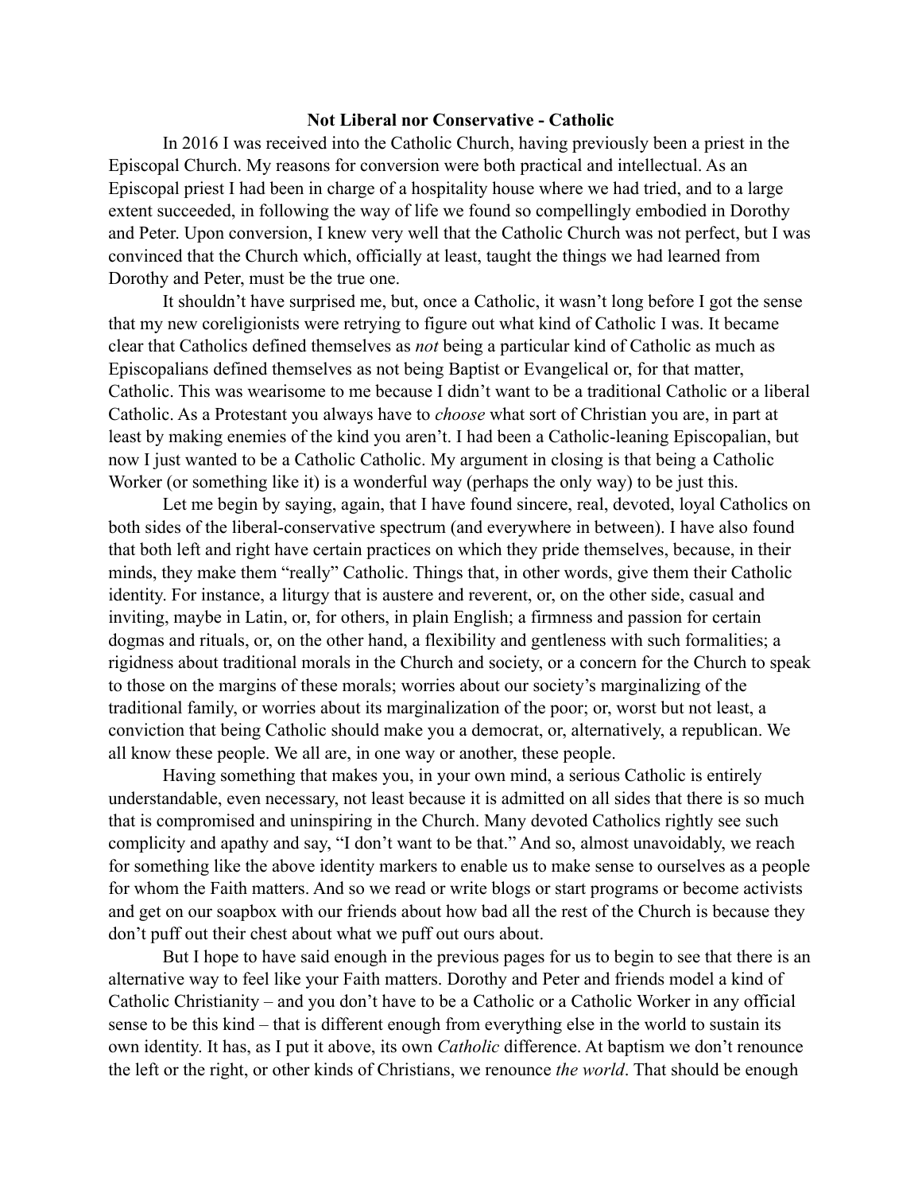**Not Liberal nor Conservative - Catholic**

In 2016 I was received into the Catholic Church, having previously been a priest in the Episcopal Church. My reasons for conversion were both practical and intellectual. As an Episcopal priest I had been in charge of a hospitality house where we had tried, and to a large extent succeeded, in following the way of life we found so compellingly embodied in Dorothy and Peter. Upon conversion, I knew very well that the Catholic Church was not perfect, but I was convinced that the Church which, officially at least, taught the things we had learned from Dorothy and Peter, must be the true one.

It shouldn't have surprised me, but, once a Catholic, it wasn't long before I got the sense that my new coreligionists were retrying to figure out what kind of Catholic I was. It became clear that Catholics defined themselves as *not* being a particular kind of Catholic as much as Episcopalians defined themselves as not being Baptist or Evangelical or, for that matter, Catholic. This was wearisome to me because I didn't want to be a traditional Catholic or a liberal Catholic. As a Protestant you always have to *choose* what sort of Christian you are, in part at least by making enemies of the kind you aren't. I had been a Catholic-leaning Episcopalian, but now I just wanted to be a Catholic Catholic. My argument in closing is that being a Catholic Worker (or something like it) is a wonderful way (perhaps the only way) to be just this.

Let me begin by saying, again, that I have found sincere, real, devoted, loyal Catholics on both sides of the liberal-conservative spectrum (and everywhere in between). I have also found that both left and right have certain practices on which they pride themselves, because, in their minds, they make them "really" Catholic. Things that, in other words, give them their Catholic identity. For instance, a liturgy that is austere and reverent, or, on the other side, casual and inviting, maybe in Latin, or, for others, in plain English; a firmness and passion for certain dogmas and rituals, or, on the other hand, a flexibility and gentleness with such formalities; a rigidness about traditional morals in the Church and society, or a concern for the Church to speak to those on the margins of these morals; worries about our society's marginalizing of the traditional family, or worries about its marginalization of the poor; or, worst but not least, a conviction that being Catholic should make you a democrat, or, alternatively, a republican. We all know these people. We all are, in one way or another, these people.

Having something that makes you, in your own mind, a serious Catholic is entirely understandable, even necessary, not least because it is admitted on all sides that there is so much that is compromised and uninspiring in the Church. Many devoted Catholics rightly see such complicity and apathy and say, "I don't want to be that." And so, almost unavoidably, we reach for something like the above identity markers to enable us to make sense to ourselves as a people for whom the Faith matters. And so we read or write blogs or start programs or become activists and get on our soapbox with our friends about how bad all the rest of the Church is because they don't puff out their chest about what we puff out ours about.

But I hope to have said enough in the previous pages for us to begin to see that there is an alternative way to feel like your Faith matters. Dorothy and Peter and friends model a kind of Catholic Christianity – and you don't have to be a Catholic or a Catholic Worker in any official sense to be this kind – that is different enough from everything else in the world to sustain its own identity. It has, as I put it above, its own *Catholic* difference. At baptism we don't renounce the left or the right, or other kinds of Christians, we renounce *the world*. That should be enough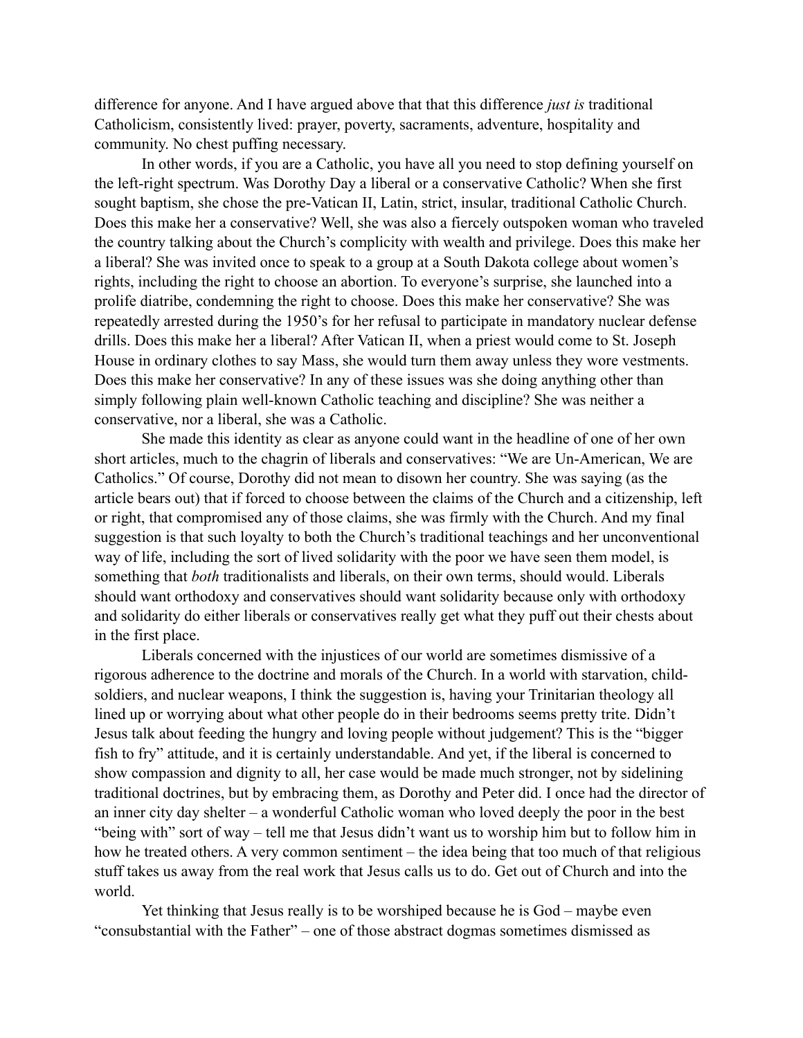difference for anyone. And I have argued above that that this difference *just is* traditional Catholicism, consistently lived: prayer, poverty, sacraments, adventure, hospitality and community. No chest puffing necessary.

In other words, if you are a Catholic, you have all you need to stop defining yourself on the left-right spectrum. Was Dorothy Day a liberal or a conservative Catholic? When she first sought baptism, she chose the pre-Vatican II, Latin, strict, insular, traditional Catholic Church. Does this make her a conservative? Well, she was also a fiercely outspoken woman who traveled the country talking about the Church's complicity with wealth and privilege. Does this make her a liberal? She was invited once to speak to a group at a South Dakota college about women's rights, including the right to choose an abortion. To everyone's surprise, she launched into a prolife diatribe, condemning the right to choose. Does this make her conservative? She was repeatedly arrested during the 1950's for her refusal to participate in mandatory nuclear defense drills. Does this make her a liberal? After Vatican II, when a priest would come to St. Joseph House in ordinary clothes to say Mass, she would turn them away unless they wore vestments. Does this make her conservative? In any of these issues was she doing anything other than simply following plain well-known Catholic teaching and discipline? She was neither a conservative, nor a liberal, she was a Catholic.

She made this identity as clear as anyone could want in the headline of one of her own short articles, much to the chagrin of liberals and conservatives: "We are Un-American, We are Catholics." Of course, Dorothy did not mean to disown her country. She was saying (as the article bears out) that if forced to choose between the claims of the Church and a citizenship, left or right, that compromised any of those claims, she was firmly with the Church. And my final suggestion is that such loyalty to both the Church's traditional teachings and her unconventional way of life, including the sort of lived solidarity with the poor we have seen them model, is something that *both* traditionalists and liberals, on their own terms, should would. Liberals should want orthodoxy and conservatives should want solidarity because only with orthodoxy and solidarity do either liberals or conservatives really get what they puff out their chests about in the first place.

Liberals concerned with the injustices of our world are sometimes dismissive of a rigorous adherence to the doctrine and morals of the Church. In a world with starvation, child-soldiers, and nuclear weapons, I think the suggestion is, having your Trinitarian theology all lined up or worrying about what other people do in their bedrooms seems pretty trite. Didn't Jesus talk about feeding the hungry and loving people without judgement? This is the "bigger fish to fry" attitude, and it is certainly understandable. And yet, if the liberal is concerned to show compassion and dignity to all, her case would be made much stronger, not by sidelining traditional doctrines, but by embracing them, as Dorothy and Peter did. I once had the director of an inner city day shelter – a wonderful Catholic woman who loved deeply the poor in the best "being with" sort of way – tell me that Jesus didn't want us to worship him but to follow him in how he treated others. A very common sentiment – the idea being that too much of that religious stuff takes us away from the real work that Jesus calls us to do. Get out of Church and into the world.

Yet thinking that Jesus really is to be worshiped because he is God – maybe even "consubstantial with the Father" – one of those abstract dogmas sometimes dismissed as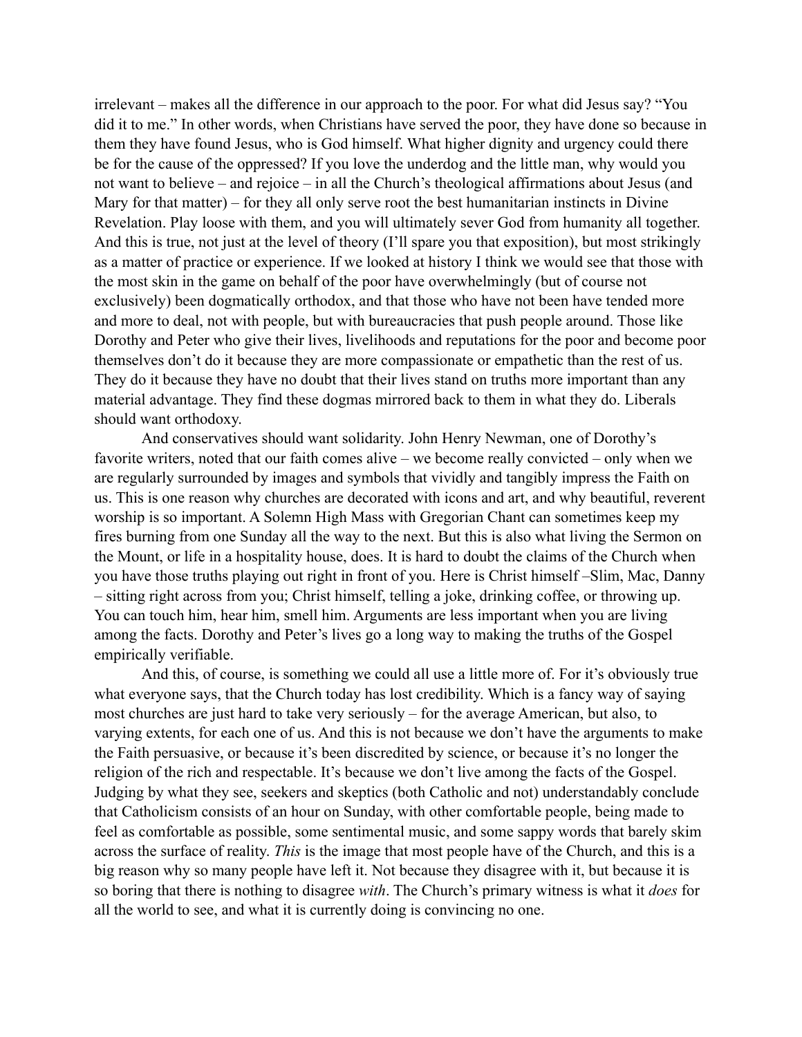irrelevant – makes all the difference in our approach to the poor. For what did Jesus say? "You did it to me." In other words, when Christians have served the poor, they have done so because in them they have found Jesus, who is God himself. What higher dignity and urgency could there be for the cause of the oppressed? If you love the underdog and the little man, why would you not want to believe – and rejoice – in all the Church's theological affirmations about Jesus (and Mary for that matter) – for they all only serve root the best humanitarian instincts in Divine Revelation. Play loose with them, and you will ultimately sever God from humanity all together. And this is true, not just at the level of theory (I'll spare you that exposition), but most strikingly as a matter of practice or experience. If we looked at history I think we would see that those with the most skin in the game on behalf of the poor have overwhelmingly (but of course not exclusively) been dogmatically orthodox, and that those who have not been have tended more and more to deal, not with people, but with bureaucracies that push people around. Those like Dorothy and Peter who give their lives, livelihoods and reputations for the poor and become poor themselves don't do it because they are more compassionate or empathetic than the rest of us. They do it because they have no doubt that their lives stand on truths more important than any material advantage. They find these dogmas mirrored back to them in what they do. Liberals should want orthodoxy.

And conservatives should want solidarity. John Henry Newman, one of Dorothy's favorite writers, noted that our faith comes alive – we become really convicted – only when we are regularly surrounded by images and symbols that vividly and tangibly impress the Faith on us. This is one reason why churches are decorated with icons and art, and why beautiful, reverent worship is so important. A Solemn High Mass with Gregorian Chant can sometimes keep my fires burning from one Sunday all the way to the next. But this is also what living the Sermon on the Mount, or life in a hospitality house, does. It is hard to doubt the claims of the Church when you have those truths playing out right in front of you. Here is Christ himself –Slim, Mac, Danny – sitting right across from you; Christ himself, telling a joke, drinking coffee, or throwing up. You can touch him, hear him, smell him. Arguments are less important when you are living among the facts. Dorothy and Peter's lives go a long way to making the truths of the Gospel empirically verifiable.

And this, of course, is something we could all use a little more of. For it's obviously true what everyone says, that the Church today has lost credibility. Which is a fancy way of saying most churches are just hard to take very seriously – for the average American, but also, to varying extents, for each one of us. And this is not because we don't have the arguments to make the Faith persuasive, or because it's been discredited by science, or because it's no longer the religion of the rich and respectable. It's because we don't live among the facts of the Gospel. Judging by what they see, seekers and skeptics (both Catholic and not) understandably conclude that Catholicism consists of an hour on Sunday, with other comfortable people, being made to feel as comfortable as possible, some sentimental music, and some sappy words that barely skim across the surface of reality. *This* is the image that most people have of the Church, and this is a big reason why so many people have left it. Not because they disagree with it, but because it is so boring that there is nothing to disagree *with*. The Church's primary witness is what it *does* for all the world to see, and what it is currently doing is convincing no one.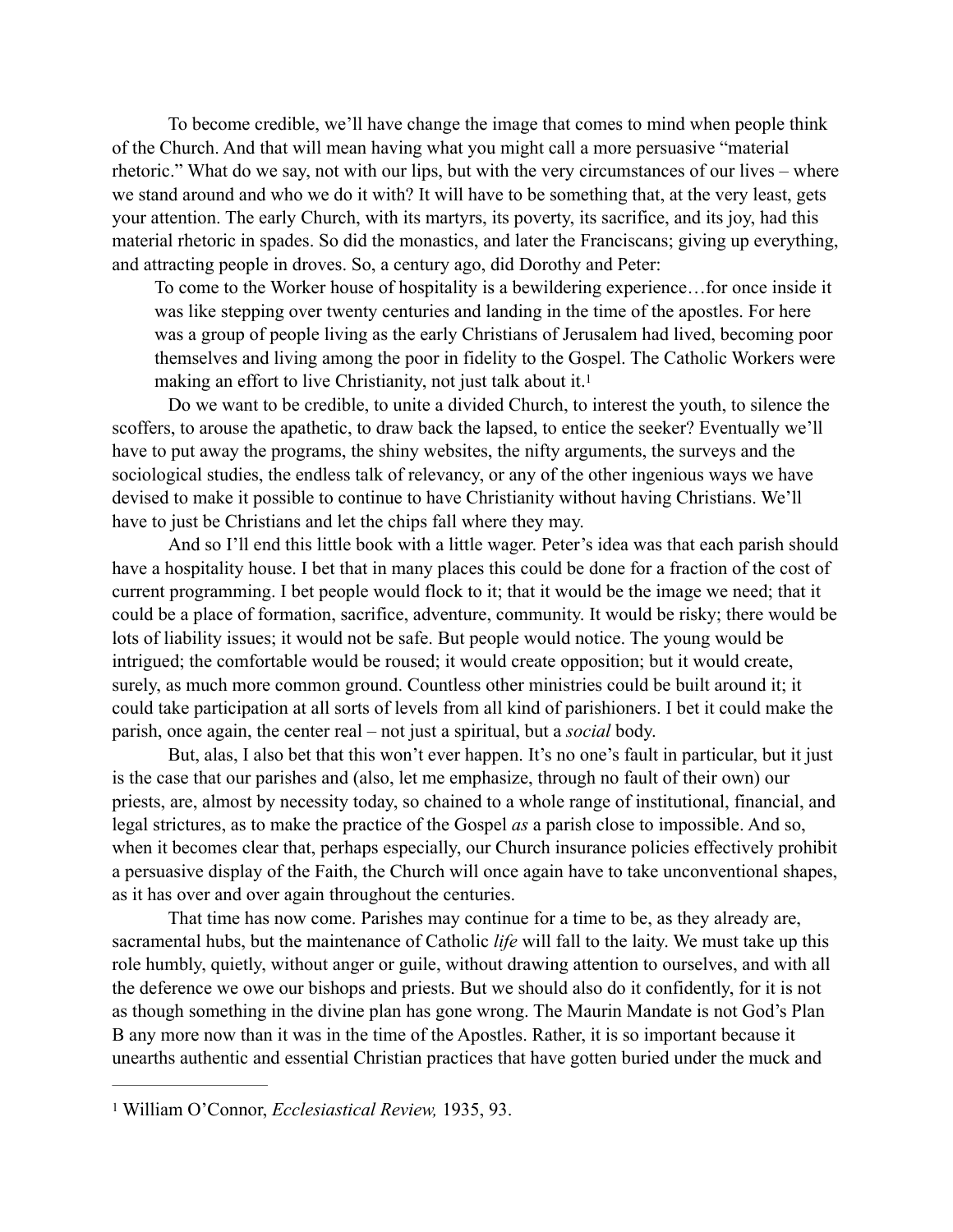To become credible, we'll have change the image that comes to mind when people think of the Church. And that will mean having what you might call a more persuasive "material rhetoric." What do we say, not with our lips, but with the very circumstances of our lives – where we stand around and who we do it with? It will have to be something that, at the very least, gets your attention. The early Church, with its martyrs, its poverty, its sacrifice, and its joy, had this material rhetoric in spades. So did the monastics, and later the Franciscans; giving up everything, and attracting people in droves. So, a century ago, did Dorothy and Peter:

> To come to the Worker house of hospitality is a bewildering experience…for once inside it was like stepping over twenty centuries and landing in the time of the apostles. For here was a group of people living as the early Christians of Jerusalem had lived, becoming poor themselves and living among the poor in fidelity to the Gospel. The Catholic Workers were making an effort to live Christianity, not just talk about it.[1]

Do we want to be credible, to unite a divided Church, to interest the youth, to silence the scoffers, to arouse the apathetic, to draw back the lapsed, to entice the seeker? Eventually we'll have to put away the programs, the shiny websites, the nifty arguments, the surveys and the sociological studies, the endless talk of relevancy, or any of the other ingenious ways we have devised to make it possible to continue to have Christianity without having Christians. We'll have to just be Christians and let the chips fall where they may.

And so I'll end this little book with a little wager. Peter's idea was that each parish should have a hospitality house. I bet that in many places this could be done for a fraction of the cost of current programming. I bet people would flock to it; that it would be the image we need; that it could be a place of formation, sacrifice, adventure, community. It would be risky; there would be lots of liability issues; it would not be safe. But people would notice. The young would be intrigued; the comfortable would be roused; it would create opposition; but it would create, surely, as much more common ground. Countless other ministries could be built around it; it could take participation at all sorts of levels from all kind of parishioners. I bet it could make the parish, once again, the center real – not just a spiritual, but a *social* body.

But, alas, I also bet that this won't ever happen. It's no one's fault in particular, but it just is the case that our parishes and (also, let me emphasize, through no fault of their own) our priests, are, almost by necessity today, so chained to a whole range of institutional, financial, and legal strictures, as to make the practice of the Gospel *as* a parish close to impossible. And so, when it becomes clear that, perhaps especially, our Church insurance policies effectively prohibit a persuasive display of the Faith, the Church will once again have to take unconventional shapes, as it has over and over again throughout the centuries.

That time has now come. Parishes may continue for a time to be, as they already are, sacramental hubs, but the maintenance of Catholic *life* will fall to the laity. We must take up this role humbly, quietly, without anger or guile, without drawing attention to ourselves, and with all the deference we owe our bishops and priests. But we should also do it confidently, for it is not as though something in the divine plan has gone wrong. The Maurin Mandate is not God's Plan B any more now than it was in the time of the Apostles. Rather, it is so important because it unearths authentic and essential Christian practices that have gotten buried under the muck and

---

[1] William O'Connor, *Ecclesiastical Review,* 1935, 93.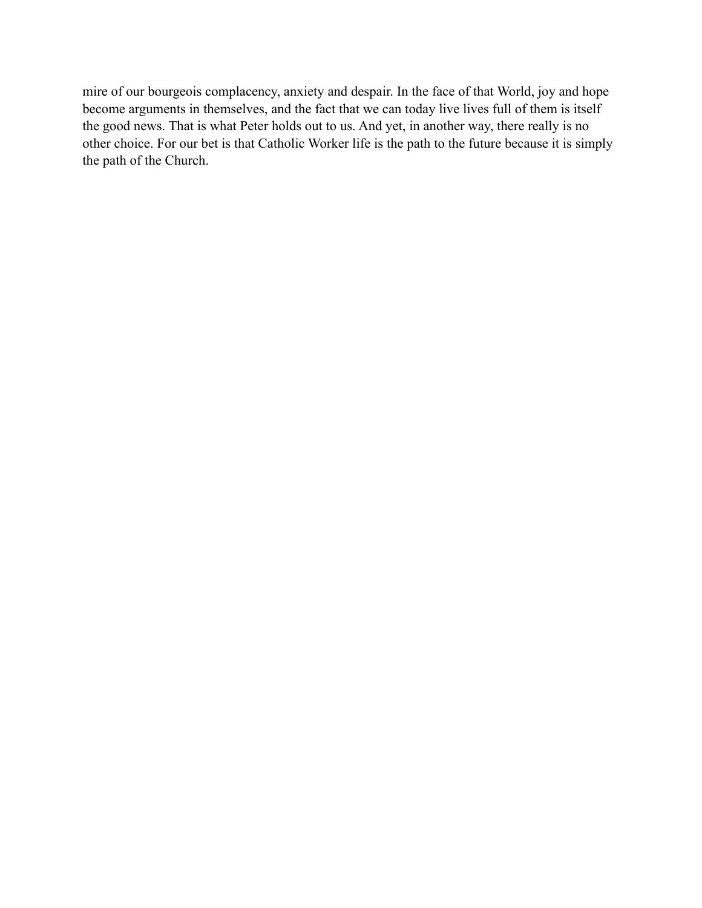mire of our bourgeois complacency, anxiety and despair. In the face of that World, joy and hope become arguments in themselves, and the fact that we can today live lives full of them is itself the good news. That is what Peter holds out to us. And yet, in another way, there really is no other choice. For our bet is that Catholic Worker life is the path to the future because it is simply the path of the Church.